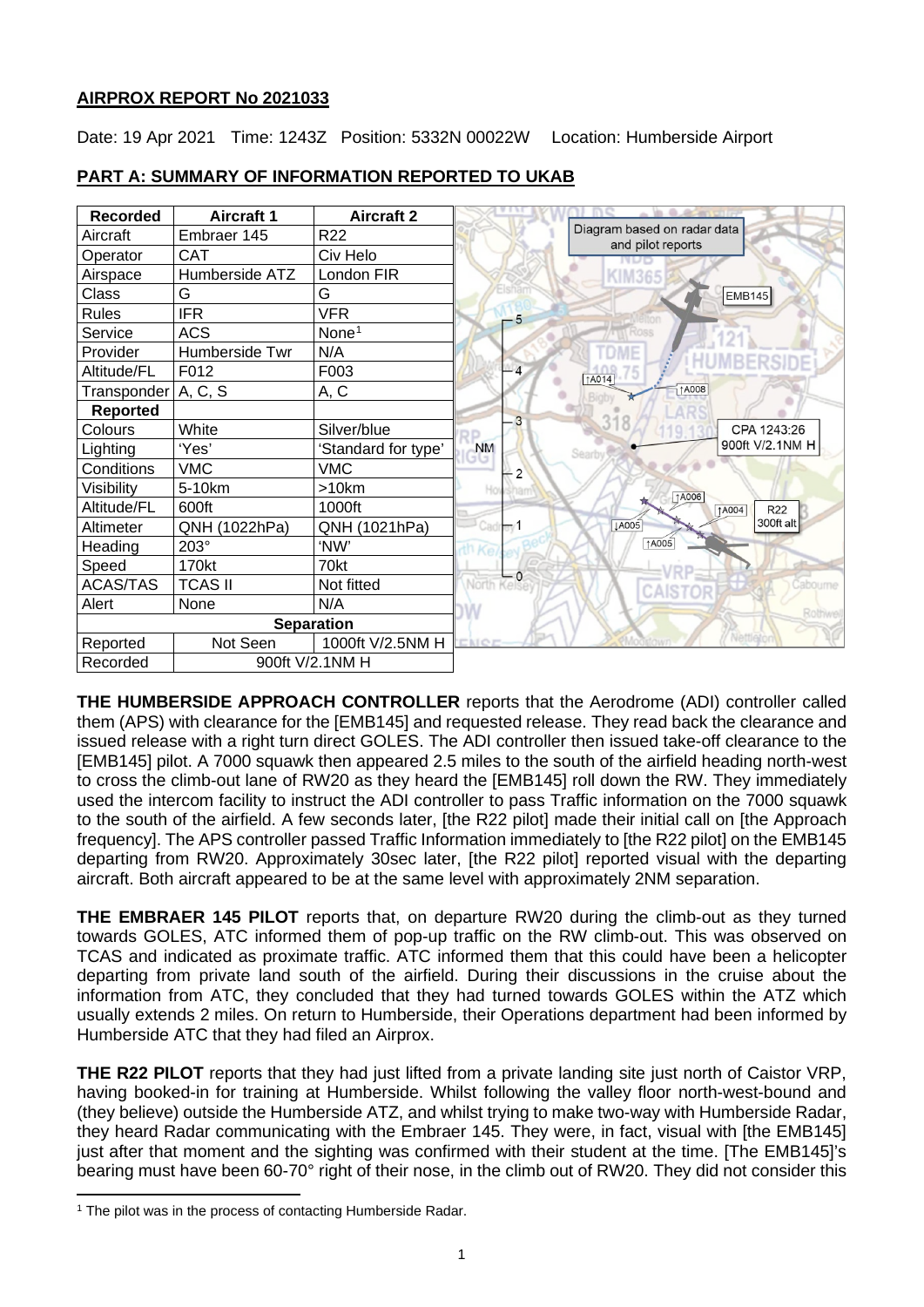## AIRPROX REPORT No 2021033

Date: 19 Apr 2021 Time: 1243Z Position: 5332N 00022W Location: Humberside Airport

## PART A: SUMMARY OF INFORMATION REPORTED TO UKAB

| Recorded | Aircraft 1 | Aircraft 2 |
|---|---|---|
| Aircraft | Embraer 145 | R22 |
| Operator | CAT | Civ Helo |
| Airspace | Humberside ATZ | London FIR |
| Class | G | G |
| Rules | IFR | VFR |
| Service | ACS | None[1] |
| Provider | Humberside Twr | N/A |
| Altitude/FL | F012 | F003 |
| Transponder | A, C, S | A, C |
| **Reported** | | |
| Colours | White | Silver/blue |
| Lighting | 'Yes' | 'Standard for type' |
| Conditions | VMC | VMC |
| Visibility | 5-10km | >10km |
| Altitude/FL | 600ft | 1000ft |
| Altimeter | QNH (1022hPa) | QNH (1021hPa) |
| Heading | 203° | 'NW' |
| Speed | 170kt | 70kt |
| ACAS/TAS | TCAS II | Not fitted |
| Alert | None | N/A |
| **Separation** | | |
| Reported | Not Seen | 1000ft V/2.5NM H |
| Recorded | 900ft V/2.1NM H | |

Diagram based on radar data and pilot reports

CPA 1243:26 900ft V/2.1NM H

**THE HUMBERSIDE APPROACH CONTROLLER** reports that the Aerodrome (ADI) controller called them (APS) with clearance for the [EMB145] and requested release. They read back the clearance and issued release with a right turn direct GOLES. The ADI controller then issued take-off clearance to the [EMB145] pilot. A 7000 squawk then appeared 2.5 miles to the south of the airfield heading north-west to cross the climb-out lane of RW20 as they heard the [EMB145] roll down the RW. They immediately used the intercom facility to instruct the ADI controller to pass Traffic information on the 7000 squawk to the south of the airfield. A few seconds later, [the R22 pilot] made their initial call on [the Approach frequency]. The APS controller passed Traffic Information immediately to [the R22 pilot] on the EMB145 departing from RW20. Approximately 30sec later, [the R22 pilot] reported visual with the departing aircraft. Both aircraft appeared to be at the same level with approximately 2NM separation.

**THE EMBRAER 145 PILOT** reports that, on departure RW20 during the climb-out as they turned towards GOLES, ATC informed them of pop-up traffic on the RW climb-out. This was observed on TCAS and indicated as proximate traffic. ATC informed them that this could have been a helicopter departing from private land south of the airfield. During their discussions in the cruise about the information from ATC, they concluded that they had turned towards GOLES within the ATZ which usually extends 2 miles. On return to Humberside, their Operations department had been informed by Humberside ATC that they had filed an Airprox.

**THE R22 PILOT** reports that they had just lifted from a private landing site just north of Caistor VRP, having booked-in for training at Humberside. Whilst following the valley floor north-west-bound and (they believe) outside the Humberside ATZ, and whilst trying to make two-way with Humberside Radar, they heard Radar communicating with the Embraer 145. They were, in fact, visual with [the EMB145] just after that moment and the sighting was confirmed with their student at the time. [The EMB145]'s bearing must have been 60-70° right of their nose, in the climb out of RW20. They did not consider this

[1] The pilot was in the process of contacting Humberside Radar.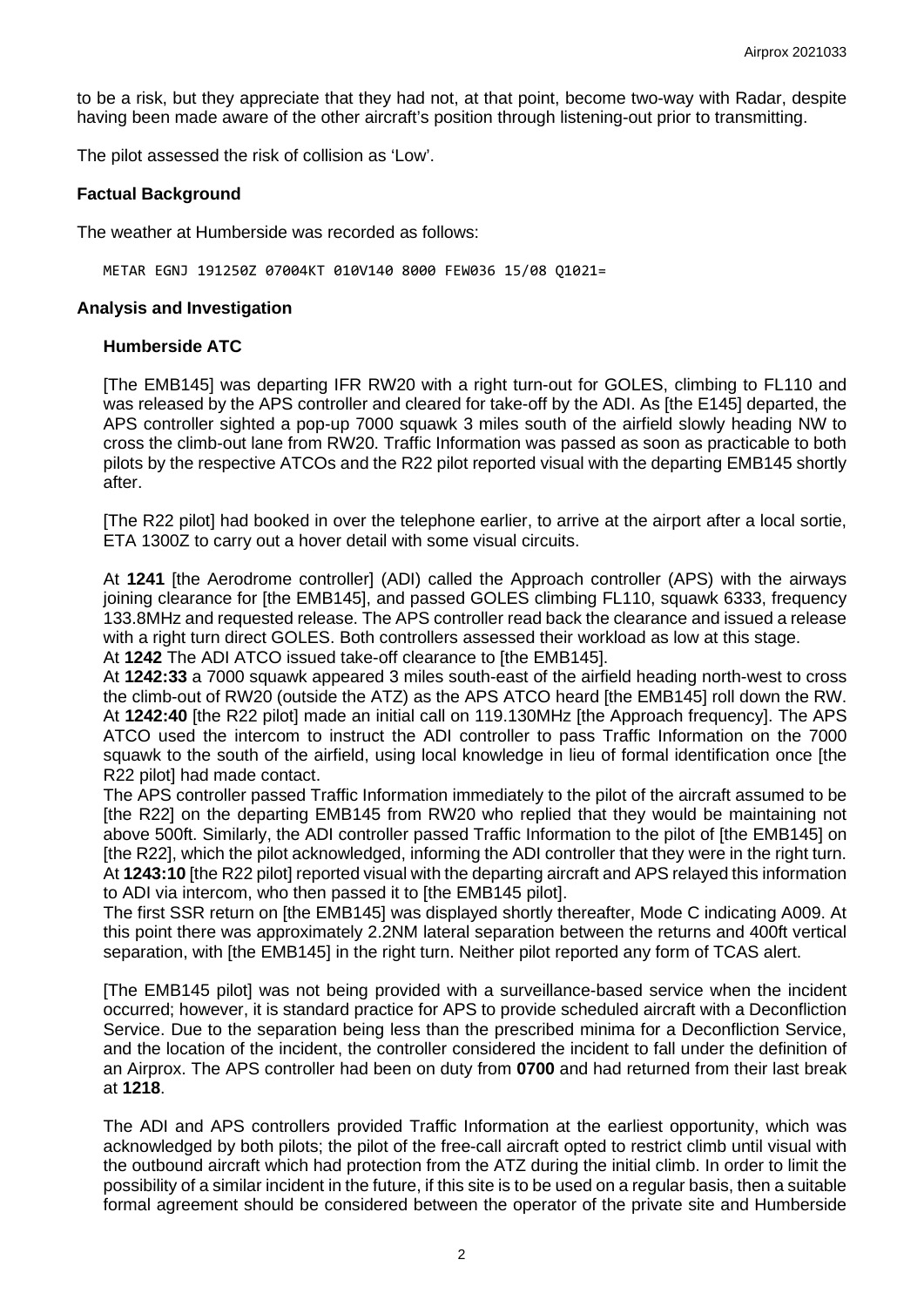to be a risk, but they appreciate that they had not, at that point, become two-way with Radar, despite having been made aware of the other aircraft's position through listening-out prior to transmitting.

The pilot assessed the risk of collision as 'Low'.

## Factual Background

The weather at Humberside was recorded as follows:

```
METAR EGNJ 191250Z 07004KT 010V140 8000 FEW036 15/08 Q1021=
```

## Analysis and Investigation

### Humberside ATC

[The EMB145] was departing IFR RW20 with a right turn-out for GOLES, climbing to FL110 and was released by the APS controller and cleared for take-off by the ADI. As [the E145] departed, the APS controller sighted a pop-up 7000 squawk 3 miles south of the airfield slowly heading NW to cross the climb-out lane from RW20. Traffic Information was passed as soon as practicable to both pilots by the respective ATCOs and the R22 pilot reported visual with the departing EMB145 shortly after.

[The R22 pilot] had booked in over the telephone earlier, to arrive at the airport after a local sortie, ETA 1300Z to carry out a hover detail with some visual circuits.

At **1241** [the Aerodrome controller] (ADI) called the Approach controller (APS) with the airways joining clearance for [the EMB145], and passed GOLES climbing FL110, squawk 6333, frequency 133.8MHz and requested release. The APS controller read back the clearance and issued a release with a right turn direct GOLES. Both controllers assessed their workload as low at this stage.

At **1242** The ADI ATCO issued take-off clearance to [the EMB145].

At **1242:33** a 7000 squawk appeared 3 miles south-east of the airfield heading north-west to cross the climb-out of RW20 (outside the ATZ) as the APS ATCO heard [the EMB145] roll down the RW.

At **1242:40** [the R22 pilot] made an initial call on 119.130MHz [the Approach frequency]. The APS ATCO used the intercom to instruct the ADI controller to pass Traffic Information on the 7000 squawk to the south of the airfield, using local knowledge in lieu of formal identification once [the R22 pilot] had made contact.

The APS controller passed Traffic Information immediately to the pilot of the aircraft assumed to be [the R22] on the departing EMB145 from RW20 who replied that they would be maintaining not above 500ft. Similarly, the ADI controller passed Traffic Information to the pilot of [the EMB145] on [the R22], which the pilot acknowledged, informing the ADI controller that they were in the right turn.

At **1243:10** [the R22 pilot] reported visual with the departing aircraft and APS relayed this information to ADI via intercom, who then passed it to [the EMB145 pilot].

The first SSR return on [the EMB145] was displayed shortly thereafter, Mode C indicating A009. At this point there was approximately 2.2NM lateral separation between the returns and 400ft vertical separation, with [the EMB145] in the right turn. Neither pilot reported any form of TCAS alert.

[The EMB145 pilot] was not being provided with a surveillance-based service when the incident occurred; however, it is standard practice for APS to provide scheduled aircraft with a Deconfliction Service. Due to the separation being less than the prescribed minima for a Deconfliction Service, and the location of the incident, the controller considered the incident to fall under the definition of an Airprox. The APS controller had been on duty from **0700** and had returned from their last break at **1218**.

The ADI and APS controllers provided Traffic Information at the earliest opportunity, which was acknowledged by both pilots; the pilot of the free-call aircraft opted to restrict climb until visual with the outbound aircraft which had protection from the ATZ during the initial climb. In order to limit the possibility of a similar incident in the future, if this site is to be used on a regular basis, then a suitable formal agreement should be considered between the operator of the private site and Humberside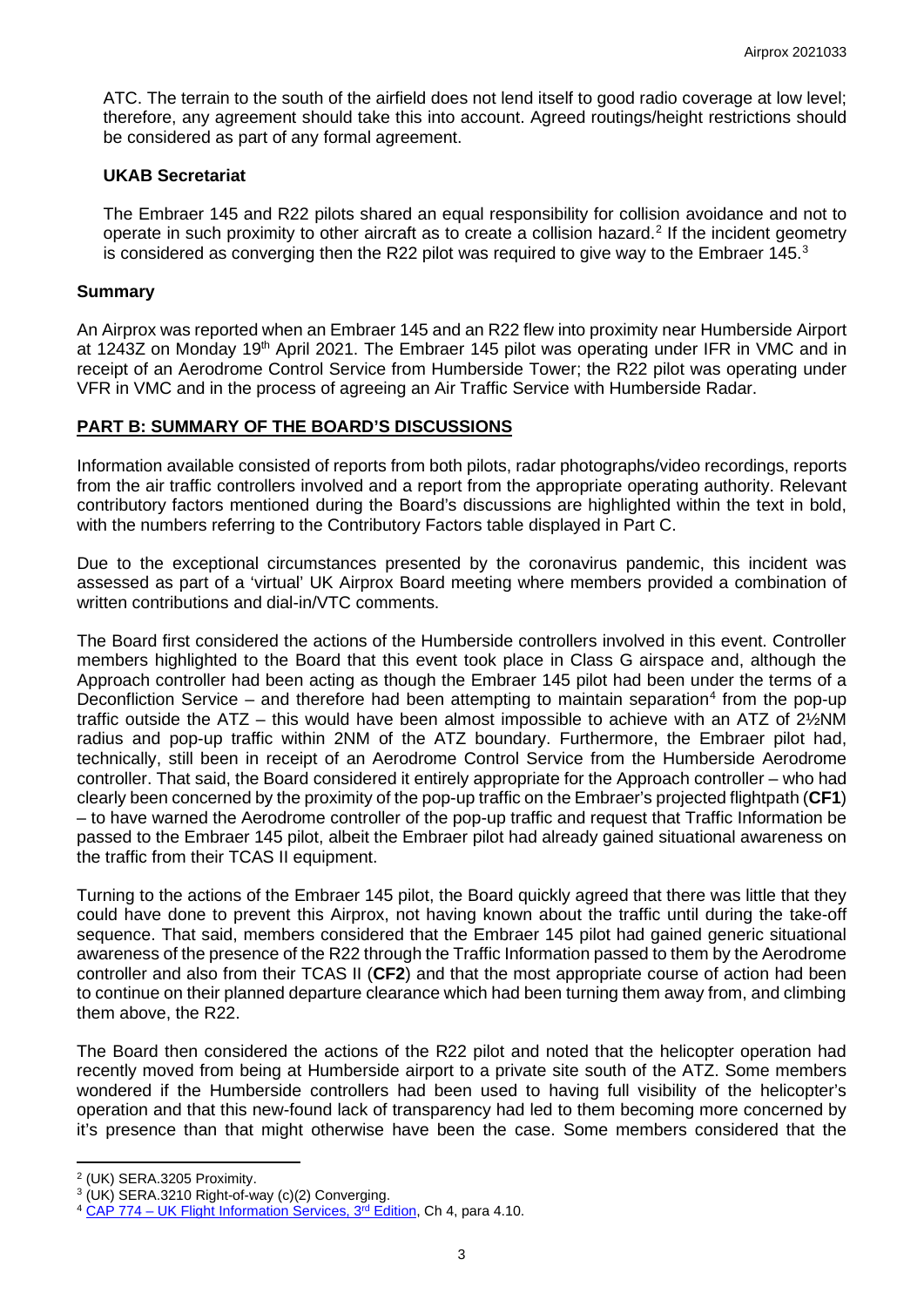ATC. The terrain to the south of the airfield does not lend itself to good radio coverage at low level; therefore, any agreement should take this into account. Agreed routings/height restrictions should be considered as part of any formal agreement.

### UKAB Secretariat

The Embraer 145 and R22 pilots shared an equal responsibility for collision avoidance and not to operate in such proximity to other aircraft as to create a collision hazard.[2] If the incident geometry is considered as converging then the R22 pilot was required to give way to the Embraer 145.[3]

## Summary

An Airprox was reported when an Embraer 145 and an R22 flew into proximity near Humberside Airport at 1243Z on Monday 19th April 2021. The Embraer 145 pilot was operating under IFR in VMC and in receipt of an Aerodrome Control Service from Humberside Tower; the R22 pilot was operating under VFR in VMC and in the process of agreeing an Air Traffic Service with Humberside Radar.

## PART B: SUMMARY OF THE BOARD'S DISCUSSIONS

Information available consisted of reports from both pilots, radar photographs/video recordings, reports from the air traffic controllers involved and a report from the appropriate operating authority. Relevant contributory factors mentioned during the Board's discussions are highlighted within the text in bold, with the numbers referring to the Contributory Factors table displayed in Part C.

Due to the exceptional circumstances presented by the coronavirus pandemic, this incident was assessed as part of a 'virtual' UK Airprox Board meeting where members provided a combination of written contributions and dial-in/VTC comments.

The Board first considered the actions of the Humberside controllers involved in this event. Controller members highlighted to the Board that this event took place in Class G airspace and, although the Approach controller had been acting as though the Embraer 145 pilot had been under the terms of a Deconfliction Service – and therefore had been attempting to maintain separation[4] from the pop-up traffic outside the ATZ – this would have been almost impossible to achieve with an ATZ of 2½NM radius and pop-up traffic within 2NM of the ATZ boundary. Furthermore, the Embraer pilot had, technically, still been in receipt of an Aerodrome Control Service from the Humberside Aerodrome controller. That said, the Board considered it entirely appropriate for the Approach controller – who had clearly been concerned by the proximity of the pop-up traffic on the Embraer's projected flightpath (**CF1**) – to have warned the Aerodrome controller of the pop-up traffic and request that Traffic Information be passed to the Embraer 145 pilot, albeit the Embraer pilot had already gained situational awareness on the traffic from their TCAS II equipment.

Turning to the actions of the Embraer 145 pilot, the Board quickly agreed that there was little that they could have done to prevent this Airprox, not having known about the traffic until during the take-off sequence. That said, members considered that the Embraer 145 pilot had gained generic situational awareness of the presence of the R22 through the Traffic Information passed to them by the Aerodrome controller and also from their TCAS II (**CF2**) and that the most appropriate course of action had been to continue on their planned departure clearance which had been turning them away from, and climbing them above, the R22.

The Board then considered the actions of the R22 pilot and noted that the helicopter operation had recently moved from being at Humberside airport to a private site south of the ATZ. Some members wondered if the Humberside controllers had been used to having full visibility of the helicopter's operation and that this new-found lack of transparency had led to them becoming more concerned by it's presence than that might otherwise have been the case. Some members considered that the

---

[2] (UK) SERA.3205 Proximity.

[3] (UK) SERA.3210 Right-of-way (c)(2) Converging.

[4] CAP 774 – UK Flight Information Services, 3rd Edition, Ch 4, para 4.10.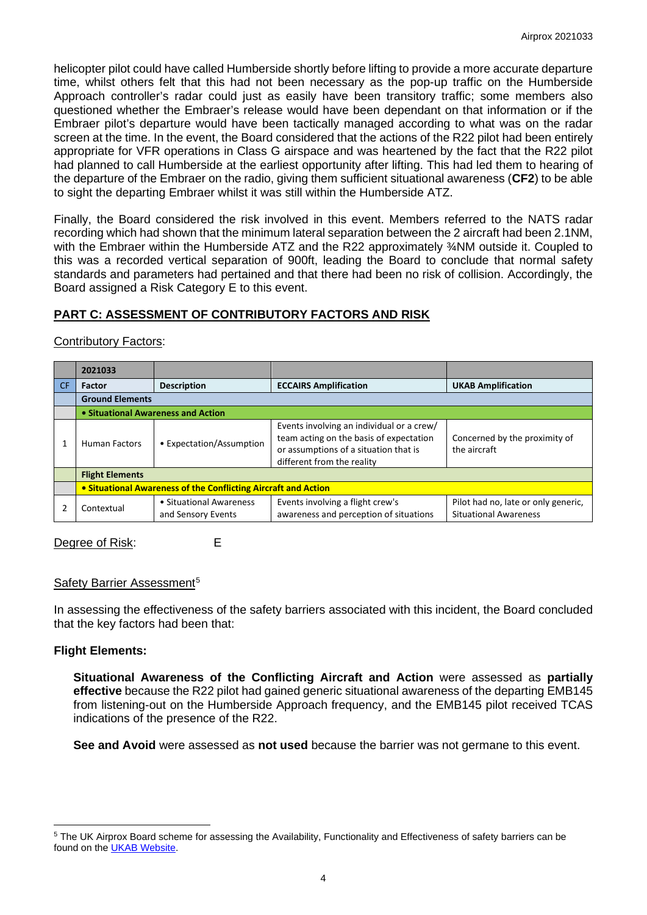helicopter pilot could have called Humberside shortly before lifting to provide a more accurate departure time, whilst others felt that this had not been necessary as the pop-up traffic on the Humberside Approach controller's radar could just as easily have been transitory traffic; some members also questioned whether the Embraer's release would have been dependant on that information or if the Embraer pilot's departure would have been tactically managed according to what was on the radar screen at the time. In the event, the Board considered that the actions of the R22 pilot had been entirely appropriate for VFR operations in Class G airspace and was heartened by the fact that the R22 pilot had planned to call Humberside at the earliest opportunity after lifting. This had led them to hearing of the departure of the Embraer on the radio, giving them sufficient situational awareness (**CF2**) to be able to sight the departing Embraer whilst it was still within the Humberside ATZ.

Finally, the Board considered the risk involved in this event. Members referred to the NATS radar recording which had shown that the minimum lateral separation between the 2 aircraft had been 2.1NM, with the Embraer within the Humberside ATZ and the R22 approximately ¾NM outside it. Coupled to this was a recorded vertical separation of 900ft, leading the Board to conclude that normal safety standards and parameters had pertained and that there had been no risk of collision. Accordingly, the Board assigned a Risk Category E to this event.

## PART C: ASSESSMENT OF CONTRIBUTORY FACTORS AND RISK

Contributory Factors:

| | 2021033 | | | |
|---|---|---|---|---|
| CF | Factor | Description | ECCAIRS Amplification | UKAB Amplification |
| | **Ground Elements** | | | |
| | **• Situational Awareness and Action** | | | |
| 1 | Human Factors | • Expectation/Assumption | Events involving an individual or a crew/ team acting on the basis of expectation or assumptions of a situation that is different from the reality | Concerned by the proximity of the aircraft |
| | **Flight Elements** | | | |
| | **• Situational Awareness of the Conflicting Aircraft and Action** | | | |
| 2 | Contextual | • Situational Awareness and Sensory Events | Events involving a flight crew's awareness and perception of situations | Pilot had no, late or only generic, Situational Awareness |

Degree of Risk: E

Safety Barrier Assessment[5]

In assessing the effectiveness of the safety barriers associated with this incident, the Board concluded that the key factors had been that:

**Flight Elements:**

**Situational Awareness of the Conflicting Aircraft and Action** were assessed as **partially effective** because the R22 pilot had gained generic situational awareness of the departing EMB145 from listening-out on the Humberside Approach frequency, and the EMB145 pilot received TCAS indications of the presence of the R22.

**See and Avoid** were assessed as **not used** because the barrier was not germane to this event.

---

[5] The UK Airprox Board scheme for assessing the Availability, Functionality and Effectiveness of safety barriers can be found on the UKAB Website.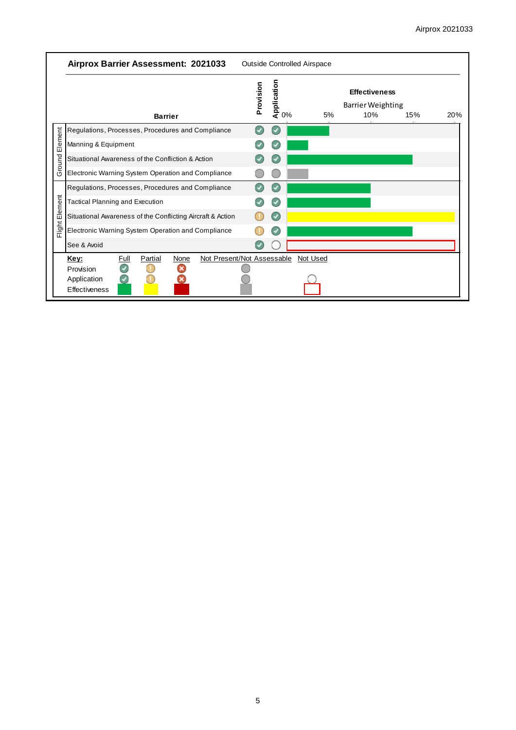**Airprox Barrier Assessment: 2021033** Outside Controlled Airspace

Barrier

Provision

Application

Effectiveness

Barrier Weighting

0% 5% 10% 15% 20%

Ground Element

Regulations, Processes, Procedures and Compliance

Manning & Equipment

Situational Awareness of the Confliction & Action

Electronic Warning System Operation and Compliance

Flight Element

Regulations, Processes, Procedures and Compliance

Tactical Planning and Execution

Situational Awareness of the Conflicting Aircraft & Action

Electronic Warning System Operation and Compliance

See & Avoid

**Key:** Full Partial None Not Present/Not Assessable Not Used

Provision

Application

Effectiveness